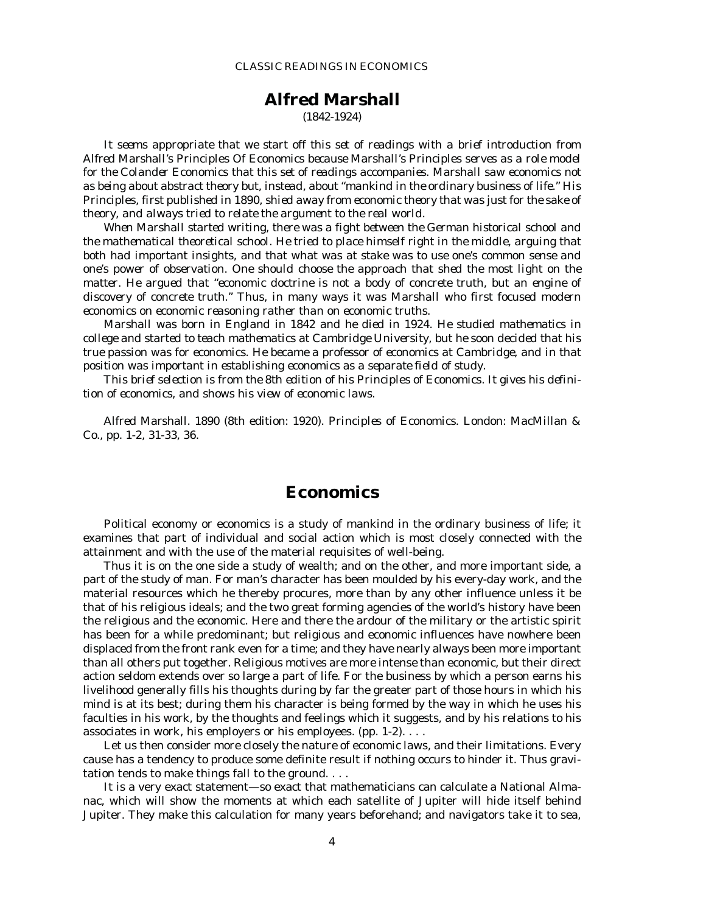# Alfred Marshall

(1842-1924)

*It seems appropriate that we start off this set of readings with a brief introduction from Alfred Marshall's Principles Of Economics because Marshall's Principles serves as a role model for the Colander Economics that this set of readings accompanies. Marshall saw economics not as being about abstract theory but, instead, about "mankind in the ordinary business of life." His Principles, first published in 1890, shied away from economic theory that was just for the sake of theory, and always tried to relate the argument to the real world.*

*When Marshall started writing, there was a fight between the German historical school and the mathematical theoretical school. He tried to place himself right in the middle, arguing that both had important insights, and that what was at stake was to use one's common sense and one's power of observation. One should choose the approach that shed the most light on the matter. He argued that "economic doctrine is not a body of concrete truth, but an engine of discovery of concrete truth." Thus, in many ways it was Marshall who first focused modern economics on economic reasoning rather than on economic truths.*

*Marshall was born in England in 1842 and he died in 1924. He studied mathematics in college and started to teach mathematics at Cambridge University, but he soon decided that his true passion was for economics. He became a professor of economics at Cambridge, and in that position was important in establishing economics as a separate field of study.*

*This brief selection is from the 8th edition of his Principles of Economics. It gives his definition of economics, and shows his view of economic laws.*

*Alfred Marshall. 1890 (8th edition: 1920). Principles of Economics. London: MacMillan & Co., pp. 1-2, 31-33, 36.*

## Economics

Political economy or economics is a study of mankind in the ordinary business of life; it examines that part of individual and social action which is most closely connected with the attainment and with the use of the material requisites of well-being.

Thus it is on the one side a study of wealth; and on the other, and more important side, a part of the study of man. For man's character has been moulded by his every-day work, and the material resources which he thereby procures, more than by any other influence unless it be that of his religious ideals; and the two great forming agencies of the world's history have been the religious and the economic. Here and there the ardour of the military or the artistic spirit has been for a while predominant; but religious and economic influences have nowhere been displaced from the front rank even for a time; and they have nearly always been more important than all others put together. Religious motives are more intense than economic, but their direct action seldom extends over so large a part of life. For the business by which a person earns his livelihood generally fills his thoughts during by far the greater part of those hours in which his mind is at its best; during them his character is being formed by the way in which he uses his faculties in his work, by the thoughts and feelings which it suggests, and by his relations to his associates in work, his employers or his employees. (pp. 1-2). . . .

Let us then consider more closely the nature of economic laws, and their limitations. Every cause has a tendency to produce some definite result if nothing occurs to hinder it. Thus gravitation tends to make things fall to the ground. . . .

It is a very exact statement—so exact that mathematicians can calculate a National Almanac, which will show the moments at which each satellite of Jupiter will hide itself behind Jupiter. They make this calculation for many years beforehand; and navigators take it to sea,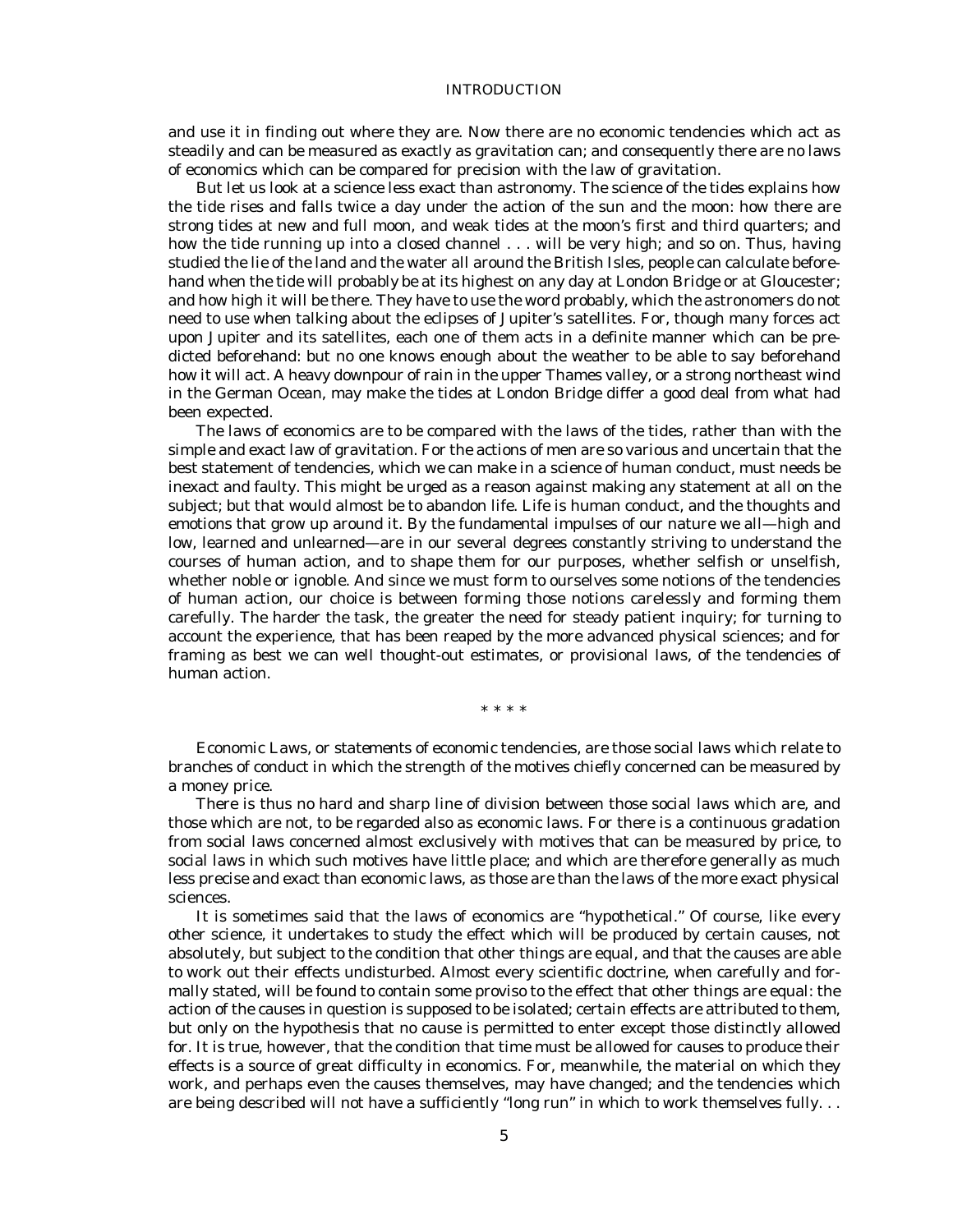and use it in finding out where they are. Now there are no economic tendencies which act as steadily and can be measured as exactly as gravitation can; and consequently there are no laws of economics which can be compared for precision with the law of gravitation.

But let us look at a science less exact than astronomy. The science of the tides explains how the tide rises and falls twice a day under the action of the sun and the moon: how there are strong tides at new and full moon, and weak tides at the moon's first and third quarters; and how the tide running up into a closed channel . . . will be very high; and so on. Thus, having studied the lie of the land and the water all around the British Isles, people can calculate beforehand when the tide will probably be at its highest on any day at London Bridge or at Gloucester; and how high it will be there. They have to use the word probably, which the astronomers do not need to use when talking about the eclipses of Jupiter's satellites. For, though many forces act upon Jupiter and its satellites, each one of them acts in a definite manner which can be predicted beforehand: but no one knows enough about the weather to be able to say beforehand how it will act. A heavy downpour of rain in the upper Thames valley, or a strong northeast wind in the German Ocean, may make the tides at London Bridge differ a good deal from what had been expected.

The laws of economics are to be compared with the laws of the tides, rather than with the simple and exact law of gravitation. For the actions of men are so various and uncertain that the best statement of tendencies, which we can make in a science of human conduct, must needs be inexact and faulty. This might be urged as a reason against making any statement at all on the subject; but that would almost be to abandon life. Life is human conduct, and the thoughts and emotions that grow up around it. By the fundamental impulses of our nature we all—high and low, learned and unlearned—are in our several degrees constantly striving to understand the courses of human action, and to shape them for our purposes, whether selfish or unselfish, whether noble or ignoble. And since we must form to ourselves some notions of the tendencies of human action, our choice is between forming those notions carelessly and forming them carefully. The harder the task, the greater the need for steady patient inquiry; for turning to account the experience, that has been reaped by the more advanced physical sciences; and for framing as best we can well thought-out estimates, or provisional laws, of the tendencies of human action.

\* \* \* \*

Economic Laws, or statements of economic tendencies, are those social laws which relate to branches of conduct in which the strength of the motives chiefly concerned can be measured by a money price.

There is thus no hard and sharp line of division between those social laws which are, and those which are not, to be regarded also as economic laws. For there is a continuous gradation from social laws concerned almost exclusively with motives that can be measured by price, to social laws in which such motives have little place; and which are therefore generally as much less precise and exact than economic laws, as those are than the laws of the more exact physical sciences.

It is sometimes said that the laws of economics are "hypothetical." Of course, like every other science, it undertakes to study the effect which will be produced by certain causes, not absolutely, but subject to the condition that other things are equal, and that the causes are able to work out their effects undisturbed. Almost every scientific doctrine, when carefully and formally stated, will be found to contain some proviso to the effect that other things are equal: the action of the causes in question is supposed to be isolated; certain effects are attributed to them, but only on the hypothesis that no cause is permitted to enter except those distinctly allowed for. It is true, however, that the condition that time must be allowed for causes to produce their effects is a source of great difficulty in economics. For, meanwhile, the material on which they work, and perhaps even the causes themselves, may have changed; and the tendencies which are being described will not have a sufficiently "long run" in which to work themselves fully. . .